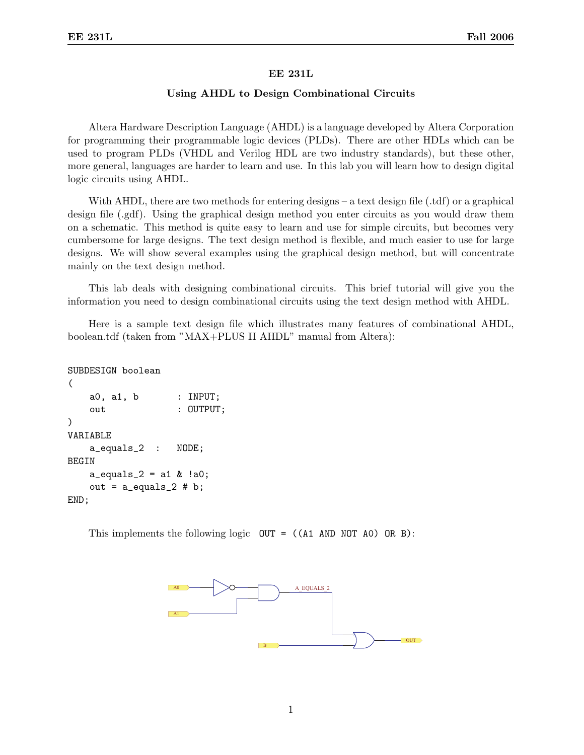# EE 231L

## Using AHDL to Design Combinational Circuits

Altera Hardware Description Language (AHDL) is a language developed by Altera Corporation for programming their programmable logic devices (PLDs). There are other HDLs which can be used to program PLDs (VHDL and Verilog HDL are two industry standards), but these other, more general, languages are harder to learn and use. In this lab you will learn how to design digital logic circuits using AHDL.

With AHDL, there are two methods for entering designs – a text design file (.tdf) or a graphical design file (.gdf). Using the graphical design method you enter circuits as you would draw them on a schematic. This method is quite easy to learn and use for simple circuits, but becomes very cumbersome for large designs. The text design method is flexible, and much easier to use for large designs. We will show several examples using the graphical design method, but will concentrate mainly on the text design method.

This lab deals with designing combinational circuits. This brief tutorial will give you the information you need to design combinational circuits using the text design method with AHDL.

Here is a sample text design file which illustrates many features of combinational AHDL, boolean.tdf (taken from "MAX+PLUS II AHDL" manual from Altera):

```
SUBDESIGN boolean
(
    a0, a1, b       : INPUT;
    out             : OUTPUT;
)
VARIABLE
    a_equals_2  :   NODE;
BEGIN
    a_equals_2 = a1 & !a0;
    out = a_equals_2 # b;
END;
```

This implements the following logic `OUT = ((A1 AND NOT A0) OR B)`: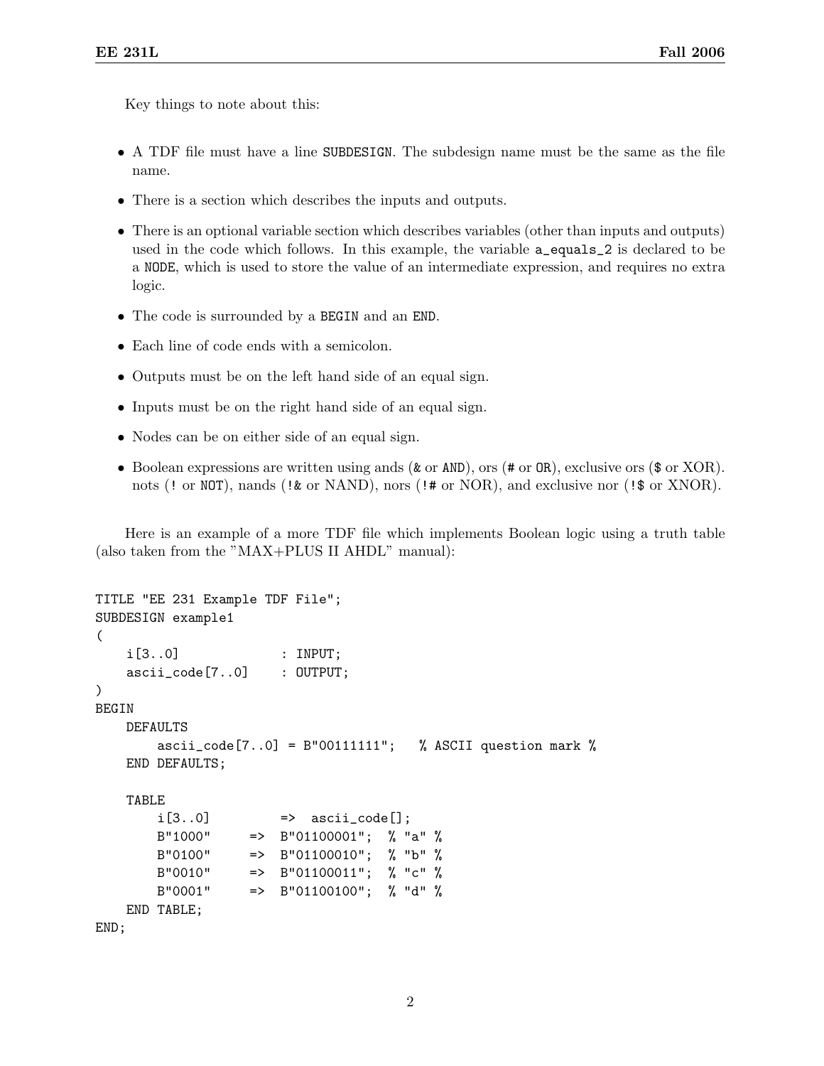Key things to note about this:

- A TDF file must have a line `SUBDESIGN`. The subdesign name must be the same as the file name.
- There is a section which describes the inputs and outputs.
- There is an optional variable section which describes variables (other than inputs and outputs) used in the code which follows. In this example, the variable `a_equals_2` is declared to be a `NODE`, which is used to store the value of an intermediate expression, and requires no extra logic.
- The code is surrounded by a `BEGIN` and an `END`.
- Each line of code ends with a semicolon.
- Outputs must be on the left hand side of an equal sign.
- Inputs must be on the right hand side of an equal sign.
- Nodes can be on either side of an equal sign.
- Boolean expressions are written using ands (`&` or `AND`), ors (`#` or `OR`), exclusive ors (`$` or XOR). nots (`!` or `NOT`), nands (`!&` or NAND), nors (`!#` or NOR), and exclusive nor (`!$` or XNOR).

Here is an example of a more TDF file which implements Boolean logic using a truth table (also taken from the "MAX+PLUS II AHDL" manual):

```
TITLE "EE 231 Example TDF File";
SUBDESIGN example1
(
    i[3..0]             : INPUT;
    ascii_code[7..0]    : OUTPUT;
)
BEGIN
    DEFAULTS
        ascii_code[7..0] = B"00111111";   % ASCII question mark %
    END DEFAULTS;

    TABLE
        i[3..0]         =>  ascii_code[];
        B"1000"     =>  B"01100001";  % "a" %
        B"0100"     =>  B"01100010";  % "b" %
        B"0010"     =>  B"01100011";  % "c" %
        B"0001"     =>  B"01100100";  % "d" %
    END TABLE;
END;
```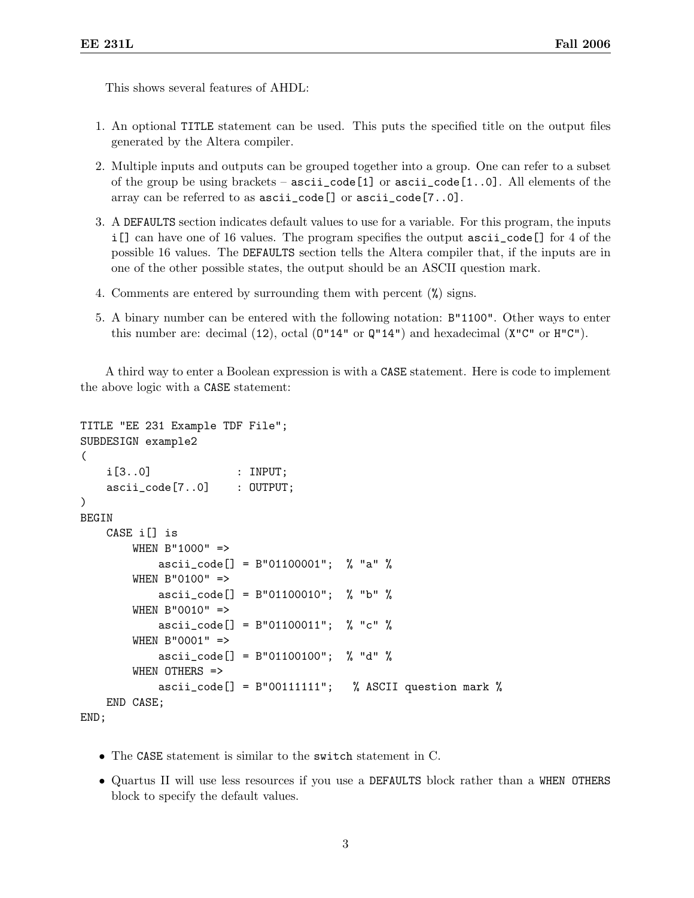This shows several features of AHDL:

1. An optional `TITLE` statement can be used. This puts the specified title on the output files generated by the Altera compiler.
2. Multiple inputs and outputs can be grouped together into a group. One can refer to a subset of the group be using brackets – `ascii_code[1]` or `ascii_code[1..0]`. All elements of the array can be referred to as `ascii_code[]` or `ascii_code[7..0]`.
3. A `DEFAULTS` section indicates default values to use for a variable. For this program, the inputs `i[]` can have one of 16 values. The program specifies the output `ascii_code[]` for 4 of the possible 16 values. The `DEFAULTS` section tells the Altera compiler that, if the inputs are in one of the other possible states, the output should be an ASCII question mark.
4. Comments are entered by surrounding them with percent (`%`) signs.
5. A binary number can be entered with the following notation: `B"1100"`. Other ways to enter this number are: decimal (`12`), octal (`O"14"` or `Q"14"`) and hexadecimal (`X"C"` or `H"C"`).

A third way to enter a Boolean expression is with a `CASE` statement. Here is code to implement the above logic with a `CASE` statement:

```
TITLE "EE 231 Example TDF File";
SUBDESIGN example2
(
    i[3..0]            : INPUT;
    ascii_code[7..0]   : OUTPUT;
)
BEGIN
    CASE i[] is
        WHEN B"1000" =>
            ascii_code[] = B"01100001";  % "a" %
        WHEN B"0100" =>
            ascii_code[] = B"01100010";  % "b" %
        WHEN B"0010" =>
            ascii_code[] = B"01100011";  % "c" %
        WHEN B"0001" =>
            ascii_code[] = B"01100100";  % "d" %
        WHEN OTHERS =>
            ascii_code[] = B"00111111";   % ASCII question mark %
    END CASE;
END;
```

- The `CASE` statement is similar to the `switch` statement in C.
- Quartus II will use less resources if you use a `DEFAULTS` block rather than a `WHEN OTHERS` block to specify the default values.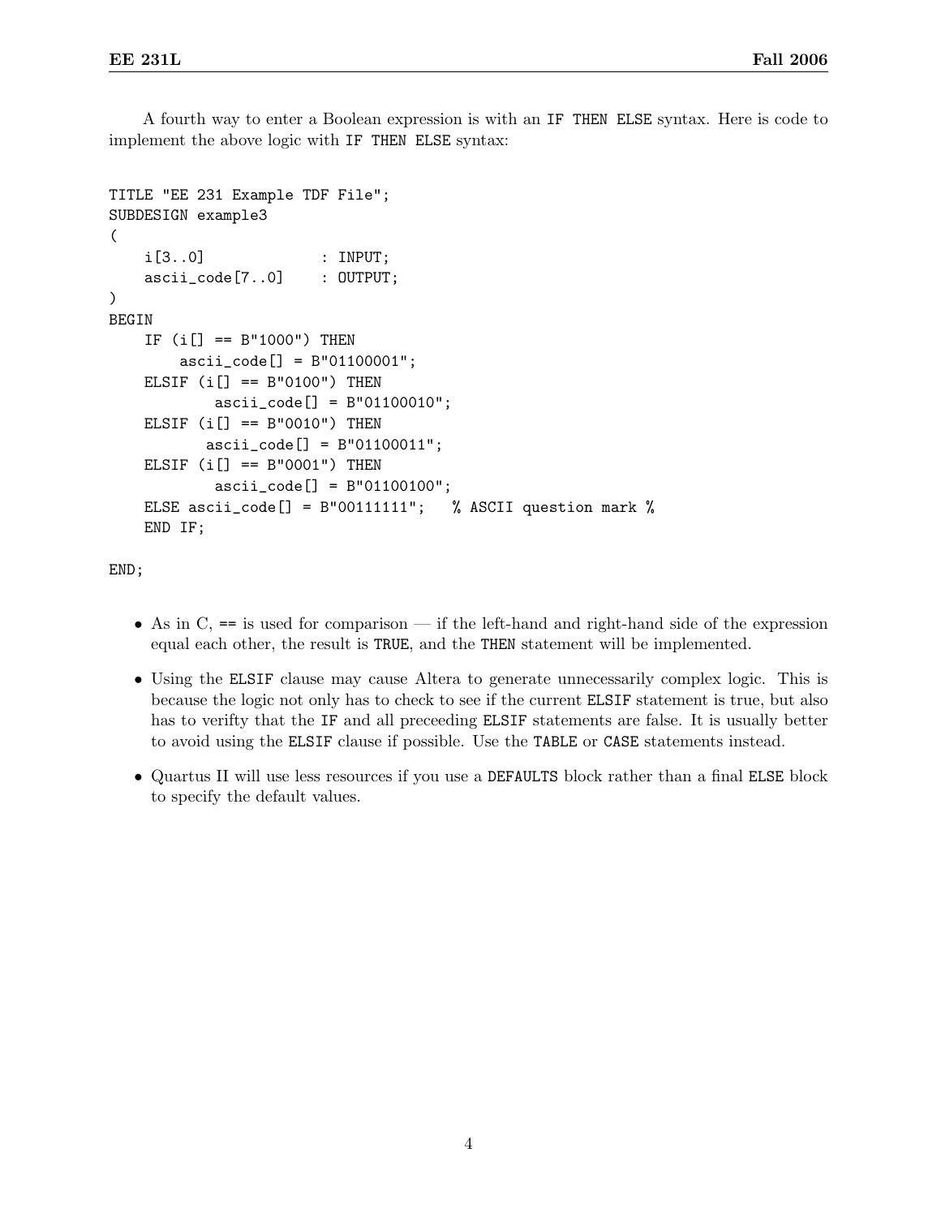A fourth way to enter a Boolean expression is with an IF THEN ELSE syntax. Here is code to implement the above logic with IF THEN ELSE syntax:

```
TITLE "EE 231 Example TDF File";
SUBDESIGN example3
(
    i[3..0]             : INPUT;
    ascii_code[7..0]    : OUTPUT;
)
BEGIN
    IF (i[] == B"1000") THEN
        ascii_code[] = B"01100001";
    ELSIF (i[] == B"0100") THEN
            ascii_code[] = B"01100010";
    ELSIF (i[] == B"0010") THEN
           ascii_code[] = B"01100011";
    ELSIF (i[] == B"0001") THEN
            ascii_code[] = B"01100100";
    ELSE ascii_code[] = B"00111111";   % ASCII question mark %
    END IF;

END;
```

- As in C, `==` is used for comparison — if the left-hand and right-hand side of the expression equal each other, the result is `TRUE`, and the `THEN` statement will be implemented.
- Using the `ELSIF` clause may cause Altera to generate unnecessarily complex logic. This is because the logic not only has to check to see if the current `ELSIF` statement is true, but also has to verifty that the `IF` and all preceeding `ELSIF` statements are false. It is usually better to avoid using the `ELSIF` clause if possible. Use the `TABLE` or `CASE` statements instead.
- Quartus II will use less resources if you use a `DEFAULTS` block rather than a final `ELSE` block to specify the default values.